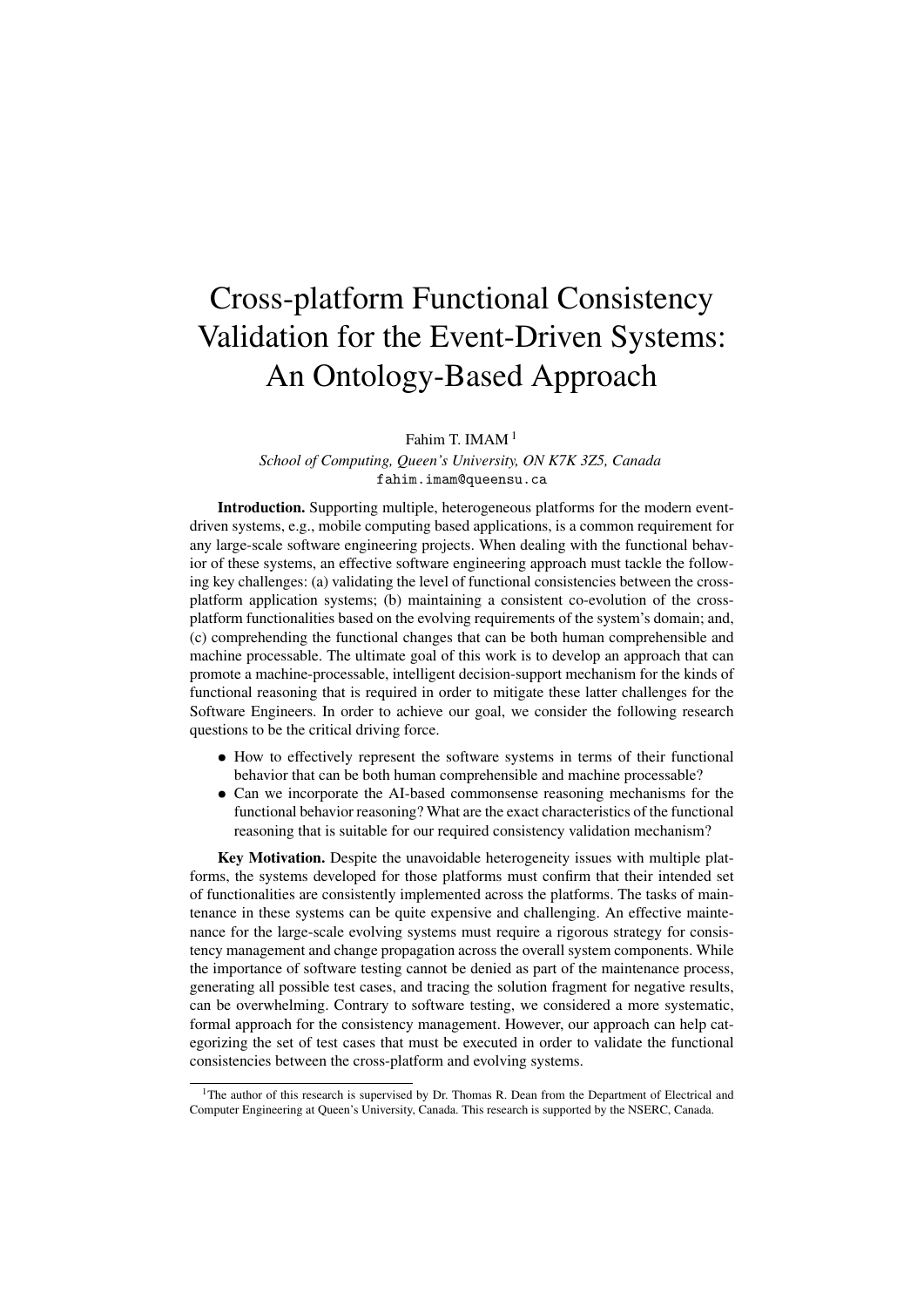# Cross-platform Functional Consistency Validation for the Event-Driven Systems: An Ontology-Based Approach

Fahim T. IMAM [1]

*School of Computing, Queen's University, ON K7K 3Z5, Canada*
fahim.imam@queensu.ca

**Introduction.** Supporting multiple, heterogeneous platforms for the modern event-driven systems, e.g., mobile computing based applications, is a common requirement for any large-scale software engineering projects. When dealing with the functional behavior of these systems, an effective software engineering approach must tackle the following key challenges: (a) validating the level of functional consistencies between the cross-platform application systems; (b) maintaining a consistent co-evolution of the cross-platform functionalities based on the evolving requirements of the system's domain; and, (c) comprehending the functional changes that can be both human comprehensible and machine processable. The ultimate goal of this work is to develop an approach that can promote a machine-processable, intelligent decision-support mechanism for the kinds of functional reasoning that is required in order to mitigate these latter challenges for the Software Engineers. In order to achieve our goal, we consider the following research questions to be the critical driving force.

- How to effectively represent the software systems in terms of their functional behavior that can be both human comprehensible and machine processable?
- Can we incorporate the AI-based commonsense reasoning mechanisms for the functional behavior reasoning? What are the exact characteristics of the functional reasoning that is suitable for our required consistency validation mechanism?

**Key Motivation.** Despite the unavoidable heterogeneity issues with multiple platforms, the systems developed for those platforms must confirm that their intended set of functionalities are consistently implemented across the platforms. The tasks of maintenance in these systems can be quite expensive and challenging. An effective maintenance for the large-scale evolving systems must require a rigorous strategy for consistency management and change propagation across the overall system components. While the importance of software testing cannot be denied as part of the maintenance process, generating all possible test cases, and tracing the solution fragment for negative results, can be overwhelming. Contrary to software testing, we considered a more systematic, formal approach for the consistency management. However, our approach can help categorizing the set of test cases that must be executed in order to validate the functional consistencies between the cross-platform and evolving systems.

[1] The author of this research is supervised by Dr. Thomas R. Dean from the Department of Electrical and Computer Engineering at Queen's University, Canada. This research is supported by the NSERC, Canada.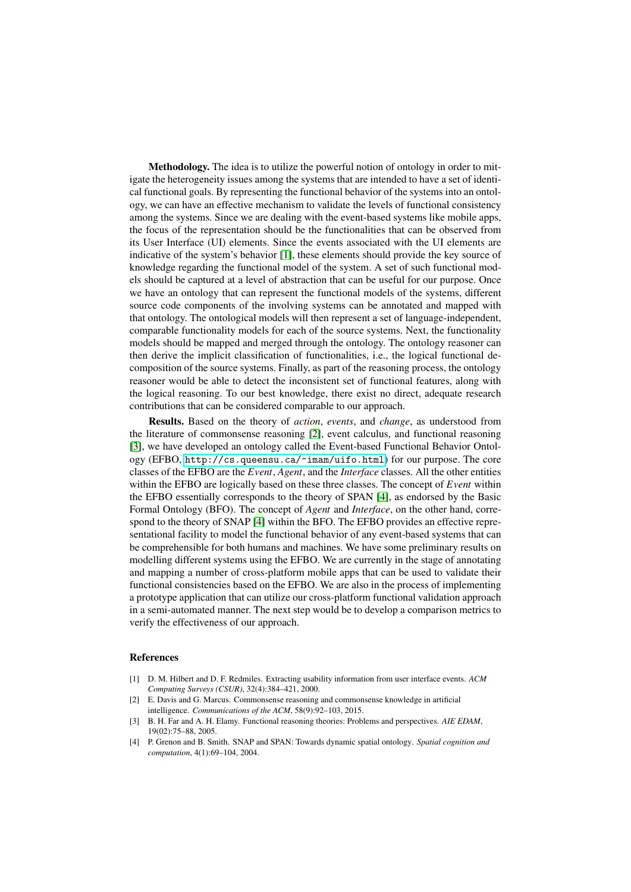**Methodology.** The idea is to utilize the powerful notion of ontology in order to mitigate the heterogeneity issues among the systems that are intended to have a set of identical functional goals. By representing the functional behavior of the systems into an ontology, we can have an effective mechanism to validate the levels of functional consistency among the systems. Since we are dealing with the event-based systems like mobile apps, the focus of the representation should be the functionalities that can be observed from its User Interface (UI) elements. Since the events associated with the UI elements are indicative of the system's behavior [1], these elements should provide the key source of knowledge regarding the functional model of the system. A set of such functional models should be captured at a level of abstraction that can be useful for our purpose. Once we have an ontology that can represent the functional models of the systems, different source code components of the involving systems can be annotated and mapped with that ontology. The ontological models will then represent a set of language-independent, comparable functionality models for each of the source systems. Next, the functionality models should be mapped and merged through the ontology. The ontology reasoner can then derive the implicit classification of functionalities, i.e., the logical functional decomposition of the source systems. Finally, as part of the reasoning process, the ontology reasoner would be able to detect the inconsistent set of functional features, along with the logical reasoning. To our best knowledge, there exist no direct, adequate research contributions that can be considered comparable to our approach.

**Results.** Based on the theory of *action*, *events*, and *change*, as understood from the literature of commonsense reasoning [2], event calculus, and functional reasoning [3], we have developed an ontology called the Event-based Functional Behavior Ontology (EFBO, `http://cs.queensu.ca/~imam/uifo.html`) for our purpose. The core classes of the EFBO are the *Event*, *Agent*, and the *Interface* classes. All the other entities within the EFBO are logically based on these three classes. The concept of *Event* within the EFBO essentially corresponds to the theory of SPAN [4], as endorsed by the Basic Formal Ontology (BFO). The concept of *Agent* and *Interface*, on the other hand, correspond to the theory of SNAP [4] within the BFO. The EFBO provides an effective representational facility to model the functional behavior of any event-based systems that can be comprehensible for both humans and machines. We have some preliminary results on modelling different systems using the EFBO. We are currently in the stage of annotating and mapping a number of cross-platform mobile apps that can be used to validate their functional consistencies based on the EFBO. We are also in the process of implementing a prototype application that can utilize our cross-platform functional validation approach in a semi-automated manner. The next step would be to develop a comparison metrics to verify the effectiveness of our approach.

## References

[1] D. M. Hilbert and D. F. Redmiles. Extracting usability information from user interface events. *ACM Computing Surveys (CSUR)*, 32(4):384–421, 2000.

[2] E. Davis and G. Marcus. Commonsense reasoning and commonsense knowledge in artificial intelligence. *Communications of the ACM*, 58(9):92–103, 2015.

[3] B. H. Far and A. H. Elamy. Functional reasoning theories: Problems and perspectives. *AIE EDAM*, 19(02):75–88, 2005.

[4] P. Grenon and B. Smith. SNAP and SPAN: Towards dynamic spatial ontology. *Spatial cognition and computation*, 4(1):69–104, 2004.